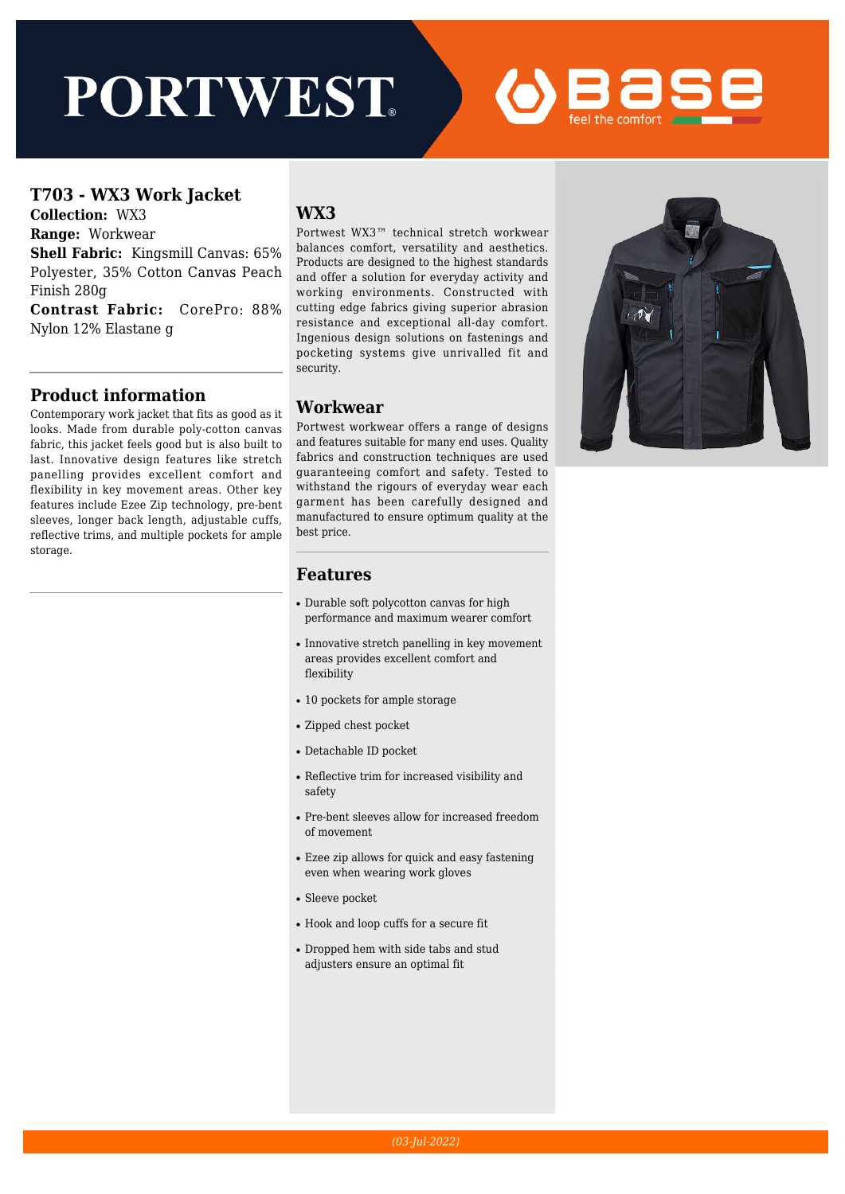PORTWEST

base feel the comfort

# T703 - WX3 Work Jacket

**Collection:** WX3
**Range:** Workwear
**Shell Fabric:** Kingsmill Canvas: 65% Polyester, 35% Cotton Canvas Peach Finish 280g
**Contrast Fabric:** CorePro: 88% Nylon 12% Elastane g

## Product information

Contemporary work jacket that fits as good as it looks. Made from durable poly-cotton canvas fabric, this jacket feels good but is also built to last. Innovative design features like stretch panelling provides excellent comfort and flexibility in key movement areas. Other key features include Ezee Zip technology, pre-bent sleeves, longer back length, adjustable cuffs, reflective trims, and multiple pockets for ample storage.

## WX3

Portwest WX3™ technical stretch workwear balances comfort, versatility and aesthetics. Products are designed to the highest standards and offer a solution for everyday activity and working environments. Constructed with cutting edge fabrics giving superior abrasion resistance and exceptional all-day comfort. Ingenious design solutions on fastenings and pocketing systems give unrivalled fit and security.

## Workwear

Portwest workwear offers a range of designs and features suitable for many end uses. Quality fabrics and construction techniques are used guaranteeing comfort and safety. Tested to withstand the rigours of everyday wear each garment has been carefully designed and manufactured to ensure optimum quality at the best price.

## Features

- Durable soft polycotton canvas for high performance and maximum wearer comfort
- Innovative stretch panelling in key movement areas provides excellent comfort and flexibility
- 10 pockets for ample storage
- Zipped chest pocket
- Detachable ID pocket
- Reflective trim for increased visibility and safety
- Pre-bent sleeves allow for increased freedom of movement
- Ezee zip allows for quick and easy fastening even when wearing work gloves
- Sleeve pocket
- Hook and loop cuffs for a secure fit
- Dropped hem with side tabs and stud adjusters ensure an optimal fit

*(03-Jul-2022)*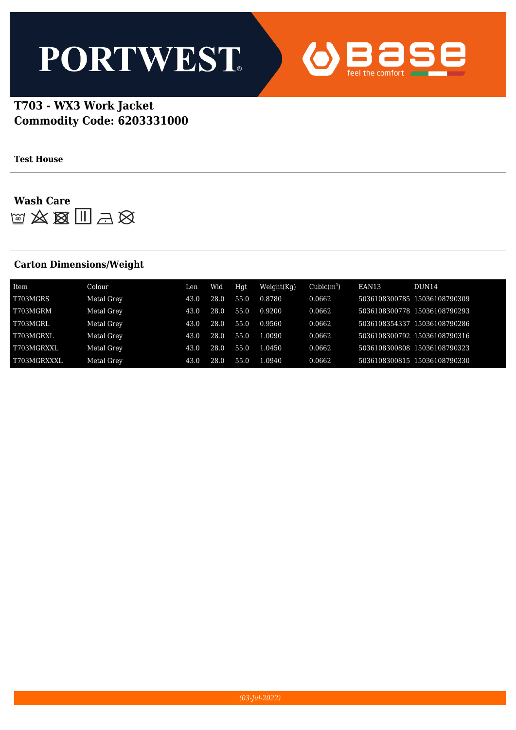# T703 - WX3 Work Jacket
# Commodity Code: 6203331000

**Test House**

## Wash Care

## Carton Dimensions/Weight

| Item | Colour | Len | Wid | Hgt | Weight(Kg) | Cubic($m^3$) | EAN13 | DUN14 |
|---|---|---|---|---|---|---|---|---|
| T703MGRS | Metal Grey | 43.0 | 28.0 | 55.0 | 0.8780 | 0.0662 | 5036108300785 | 15036108790309 |
| T703MGRM | Metal Grey | 43.0 | 28.0 | 55.0 | 0.9200 | 0.0662 | 5036108300778 | 15036108790293 |
| T703MGRL | Metal Grey | 43.0 | 28.0 | 55.0 | 0.9560 | 0.0662 | 5036108354337 | 15036108790286 |
| T703MGRXL | Metal Grey | 43.0 | 28.0 | 55.0 | 1.0090 | 0.0662 | 5036108300792 | 15036108790316 |
| T703MGRXXL | Metal Grey | 43.0 | 28.0 | 55.0 | 1.0450 | 0.0662 | 5036108300808 | 15036108790323 |
| T703MGRXXXL | Metal Grey | 43.0 | 28.0 | 55.0 | 1.0940 | 0.0662 | 5036108300815 | 15036108790330 |

*(03-Jul-2022)*